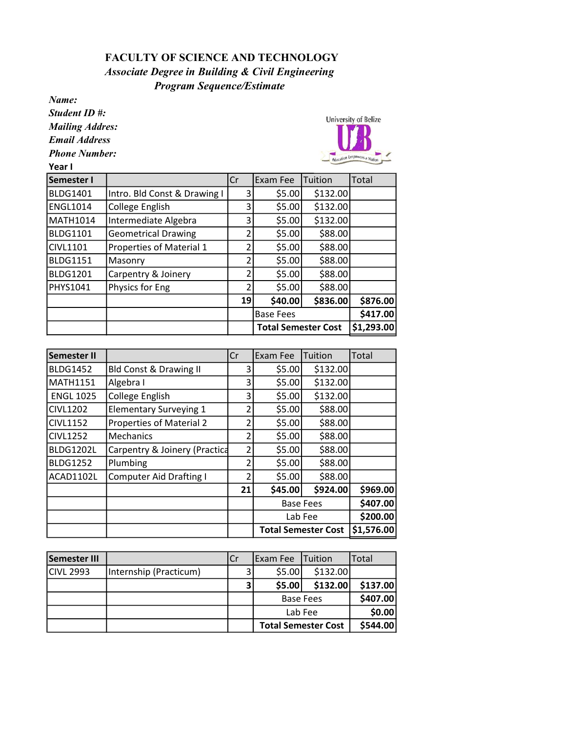**FACULTY OF SCIENCE AND TECHNOLOGY**

***Associate Degree in Building & Civil Engineering***

***Program Sequence/Estimate***

***Name:***

***Student ID #:***

***Mailing Addres:***

***Email Address***

***Phone Number:***

**Year I**

| **Semester I** | | Cr | Exam Fee | Tuition | Total |
|---|---|---|---|---|---|
| BLDG1401 | Intro. Bld Const & Drawing I | 3 | $5.00 | $132.00 | |
| ENGL1014 | College English | 3 | $5.00 | $132.00 | |
| MATH1014 | Intermediate Algebra | 3 | $5.00 | $132.00 | |
| BLDG1101 | Geometrical Drawing | 2 | $5.00 | $88.00 | |
| CIVL1101 | Properties of Material 1 | 2 | $5.00 | $88.00 | |
| BLDG1151 | Masonry | 2 | $5.00 | $88.00 | |
| BLDG1201 | Carpentry & Joinery | 2 | $5.00 | $88.00 | |
| PHYS1041 | Physics for Eng | 2 | $5.00 | $88.00 | |
| | | **19** | **$40.00** | **$836.00** | **$876.00** |
| | | | Base Fees | | **$417.00** |
| | | | **Total Semester Cost** | | **$1,293.00** |

| **Semester II** | | Cr | Exam Fee | Tuition | Total |
|---|---|---|---|---|---|
| BLDG1452 | Bld Const & Drawing II | 3 | $5.00 | $132.00 | |
| MATH1151 | Algebra I | 3 | $5.00 | $132.00 | |
| ENGL 1025 | College English | 3 | $5.00 | $132.00 | |
| CIVL1202 | Elementary Surveying 1 | 2 | $5.00 | $88.00 | |
| CIVL1152 | Properties of Material 2 | 2 | $5.00 | $88.00 | |
| CIVL1252 | Mechanics | 2 | $5.00 | $88.00 | |
| BLDG1202L | Carpentry & Joinery (Practica | 2 | $5.00 | $88.00 | |
| BLDG1252 | Plumbing | 2 | $5.00 | $88.00 | |
| ACAD1102L | Computer Aid Drafting I | 2 | $5.00 | $88.00 | |
| | | **21** | **$45.00** | **$924.00** | **$969.00** |
| | | | Base Fees | | **$407.00** |
| | | | Lab Fee | | **$200.00** |
| | | | **Total Semester Cost** | | **$1,576.00** |

| **Semester III** | | Cr | Exam Fee | Tuition | Total |
|---|---|---|---|---|---|
| CIVL 2993 | Internship (Practicum) | 3 | $5.00 | $132.00 | |
| | | **3** | **$5.00** | **$132.00** | **$137.00** |
| | | | Base Fees | | **$407.00** |
| | | | Lab Fee | | **$0.00** |
| | | | **Total Semester Cost** | | **$544.00** |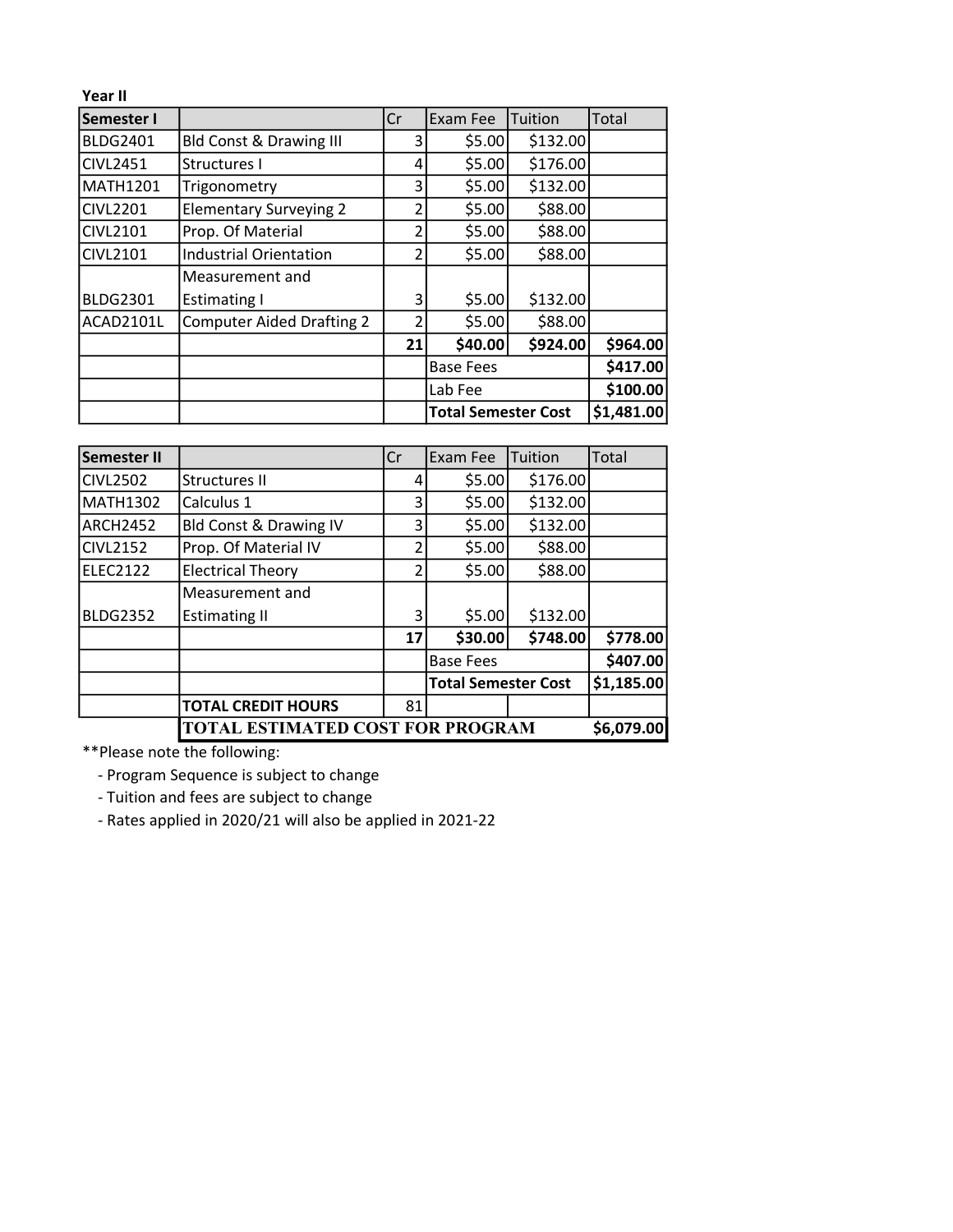**Year II**

| Semester I | | Cr | Exam Fee | Tuition | Total |
|---|---|---|---|---|---|
| BLDG2401 | Bld Const & Drawing III | 3 | $5.00 | $132.00 | |
| CIVL2451 | Structures I | 4 | $5.00 | $176.00 | |
| MATH1201 | Trigonometry | 3 | $5.00 | $132.00 | |
| CIVL2201 | Elementary Surveying 2 | 2 | $5.00 | $88.00 | |
| CIVL2101 | Prop. Of Material | 2 | $5.00 | $88.00 | |
| CIVL2101 | Industrial Orientation | 2 | $5.00 | $88.00 | |
| BLDG2301 | Measurement and Estimating I | 3 | $5.00 | $132.00 | |
| ACAD2101L | Computer Aided Drafting 2 | 2 | $5.00 | $88.00 | |
| | | **21** | **$40.00** | **$924.00** | **$964.00** |
| | | | Base Fees | | **$417.00** |
| | | | Lab Fee | | **$100.00** |
| | | | **Total Semester Cost** | | **$1,481.00** |

| Semester II | | Cr | Exam Fee | Tuition | Total |
|---|---|---|---|---|---|
| CIVL2502 | Structures II | 4 | $5.00 | $176.00 | |
| MATH1302 | Calculus 1 | 3 | $5.00 | $132.00 | |
| ARCH2452 | Bld Const & Drawing IV | 3 | $5.00 | $132.00 | |
| CIVL2152 | Prop. Of Material IV | 2 | $5.00 | $88.00 | |
| ELEC2122 | Electrical Theory | 2 | $5.00 | $88.00 | |
| BLDG2352 | Measurement and Estimating II | 3 | $5.00 | $132.00 | |
| | | **17** | **$30.00** | **$748.00** | **$778.00** |
| | | | Base Fees | | **$407.00** |
| | | | **Total Semester Cost** | | **$1,185.00** |
| | **TOTAL CREDIT HOURS** | 81 | | | |
| | **TOTAL ESTIMATED COST FOR PROGRAM** | | | | **$6,079.00** |

**Please note the following:

- Program Sequence is subject to change
- Tuition and fees are subject to change
- Rates applied in 2020/21 will also be applied in 2021-22